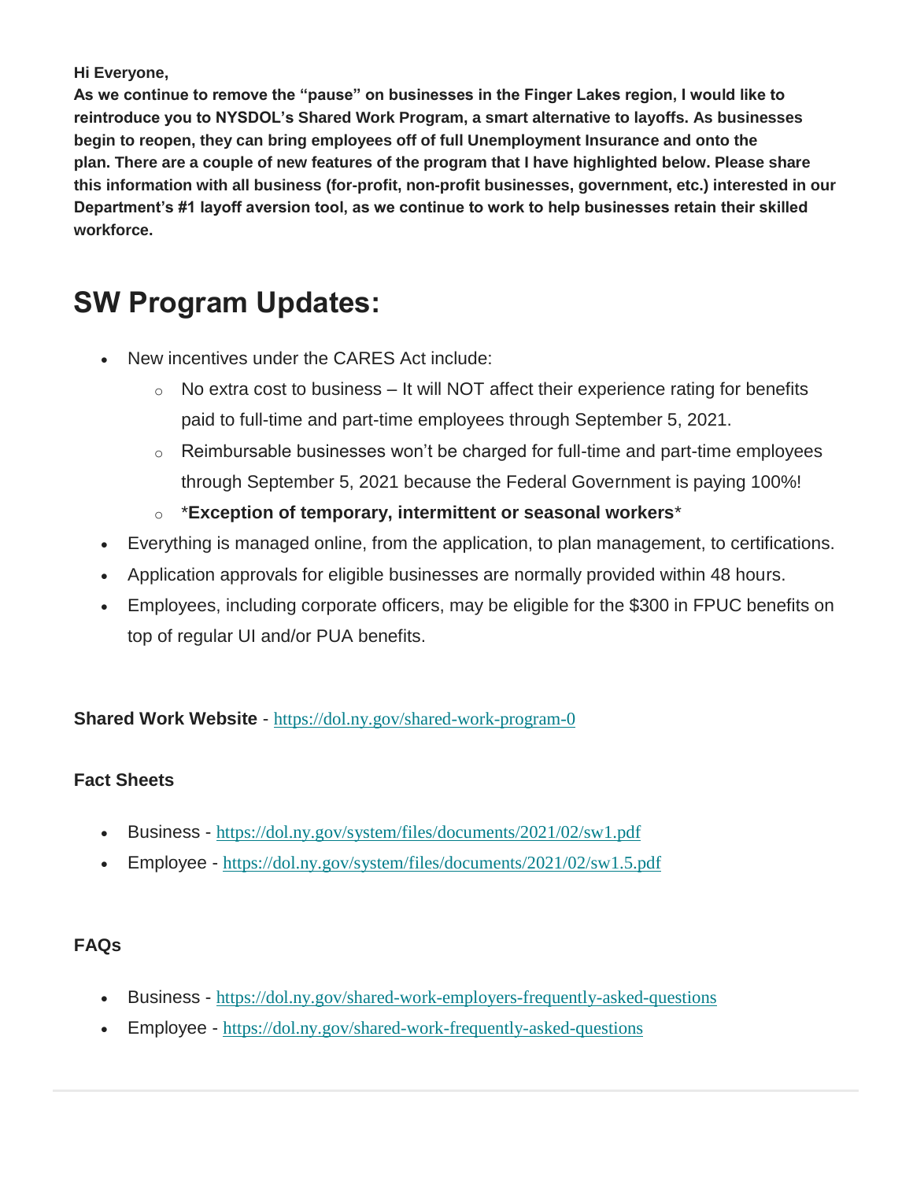**Hi Everyone,**

**As we continue to remove the "pause" on businesses in the Finger Lakes region, I would like to reintroduce you to NYSDOL's Shared Work Program, a smart alternative to layoffs. As businesses begin to reopen, they can bring employees off of full Unemployment Insurance and onto the plan. There are a couple of new features of the program that I have highlighted below. Please share this information with all business (for-profit, non-profit businesses, government, etc.) interested in our Department's #1 layoff aversion tool, as we continue to work to help businesses retain their skilled workforce.**

# SW Program Updates:

- New incentives under the CARES Act include:
  - No extra cost to business – It will NOT affect their experience rating for benefits paid to full-time and part-time employees through September 5, 2021.
  - Reimbursable businesses won't be charged for full-time and part-time employees through September 5, 2021 because the Federal Government is paying 100%!
  - ***Exception of temporary, intermittent or seasonal workers***
- Everything is managed online, from the application, to plan management, to certifications.
- Application approvals for eligible businesses are normally provided within 48 hours.
- Employees, including corporate officers, may be eligible for the $300 in FPUC benefits on top of regular UI and/or PUA benefits.

**Shared Work Website** - https://dol.ny.gov/shared-work-program-0

**Fact Sheets**

- Business - https://dol.ny.gov/system/files/documents/2021/02/sw1.pdf
- Employee - https://dol.ny.gov/system/files/documents/2021/02/sw1.5.pdf

**FAQs**

- Business - https://dol.ny.gov/shared-work-employers-frequently-asked-questions
- Employee - https://dol.ny.gov/shared-work-frequently-asked-questions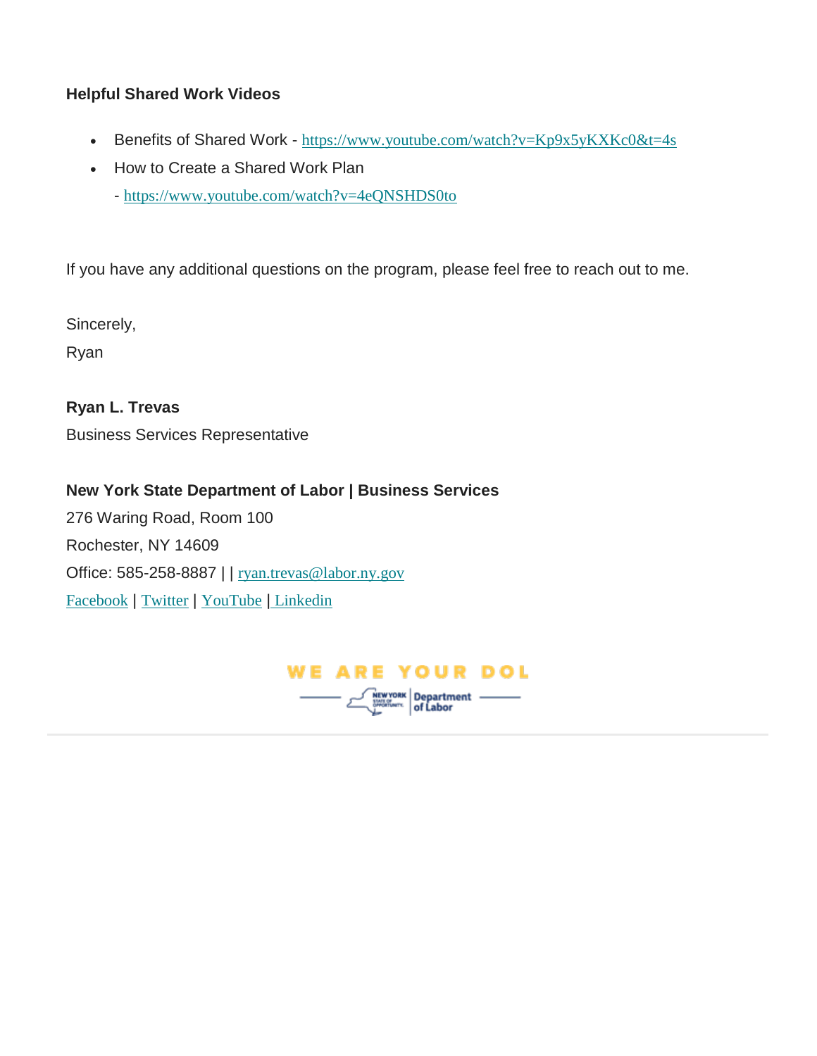**Helpful Shared Work Videos**

- Benefits of Shared Work - https://www.youtube.com/watch?v=Kp9x5yKXKc0&t=4s
- How to Create a Shared Work Plan
  - https://www.youtube.com/watch?v=4eQNSHDS0to

If you have any additional questions on the program, please feel free to reach out to me.

Sincerely,
Ryan

**Ryan L. Trevas**
Business Services Representative

**New York State Department of Labor | Business Services**
276 Waring Road, Room 100
Rochester, NY 14609
Office: 585-258-8887 | | ryan.trevas@labor.ny.gov
Facebook | Twitter | YouTube | Linkedin

WE ARE YOUR DOL

NEW YORK STATE OF OPPORTUNITY. | Department of Labor